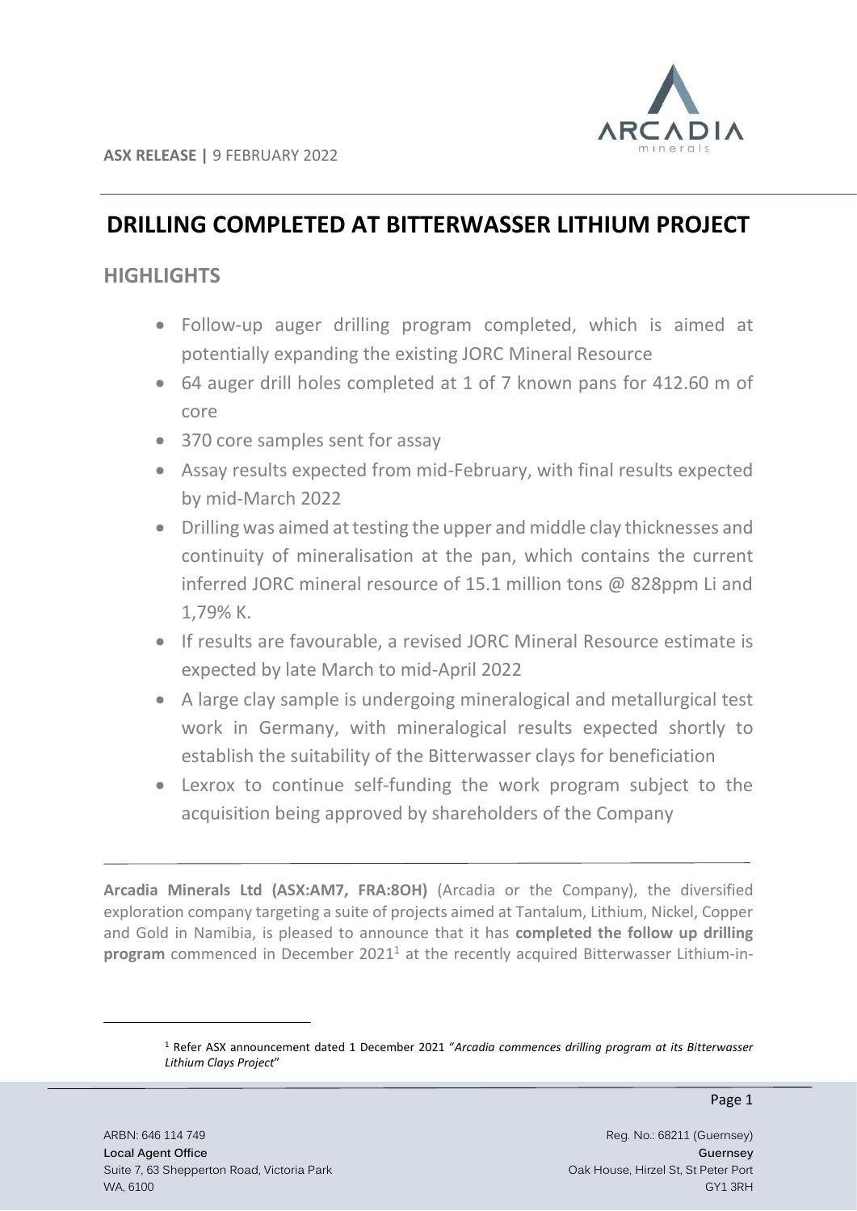ASX RELEASE | 9 FEBRUARY 2022

# DRILLING COMPLETED AT BITTERWASSER LITHIUM PROJECT

## HIGHLIGHTS

- Follow-up auger drilling program completed, which is aimed at potentially expanding the existing JORC Mineral Resource
- 64 auger drill holes completed at 1 of 7 known pans for 412.60 m of core
- 370 core samples sent for assay
- Assay results expected from mid-February, with final results expected by mid-March 2022
- Drilling was aimed at testing the upper and middle clay thicknesses and continuity of mineralisation at the pan, which contains the current inferred JORC mineral resource of 15.1 million tons @ 828ppm Li and 1,79% K.
- If results are favourable, a revised JORC Mineral Resource estimate is expected by late March to mid-April 2022
- A large clay sample is undergoing mineralogical and metallurgical test work in Germany, with mineralogical results expected shortly to establish the suitability of the Bitterwasser clays for beneficiation
- Lexrox to continue self-funding the work program subject to the acquisition being approved by shareholders of the Company

---

**Arcadia Minerals Ltd (ASX:AM7, FRA:8OH)** (Arcadia or the Company), the diversified exploration company targeting a suite of projects aimed at Tantalum, Lithium, Nickel, Copper and Gold in Namibia, is pleased to announce that it has **completed the follow up drilling program** commenced in December 2021[1] at the recently acquired Bitterwasser Lithium-in-

[1] Refer ASX announcement dated 1 December 2021 "*Arcadia commences drilling program at its Bitterwasser Lithium Clays Project*"

ARBN: 646 114 749
**Local Agent Office**
Suite 7, 63 Shepperton Road, Victoria Park
WA, 6100

Reg. No.: 68211 (Guernsey)
**Guernsey**
Oak House, Hirzel St, St Peter Port
GY1 3RH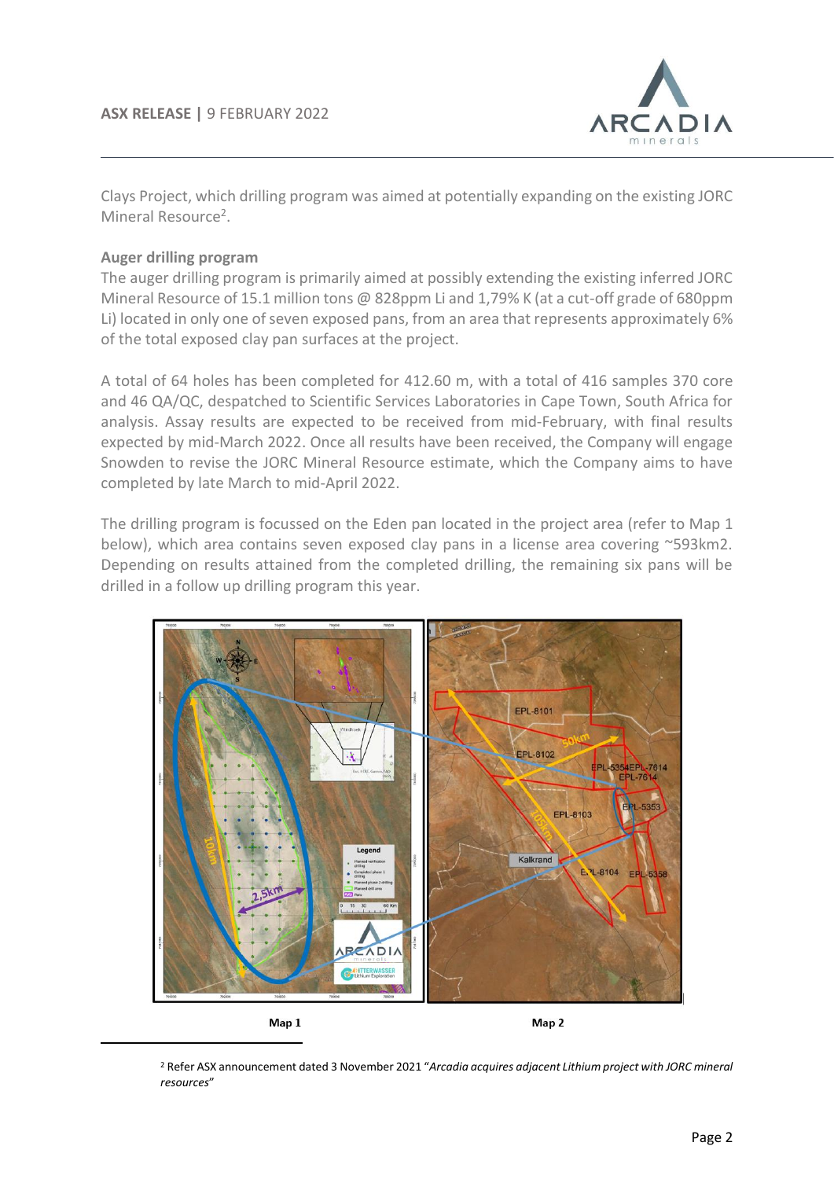Clays Project, which drilling program was aimed at potentially expanding on the existing JORC Mineral Resource[2].

**Auger drilling program**

The auger drilling program is primarily aimed at possibly extending the existing inferred JORC Mineral Resource of 15.1 million tons @ 828ppm Li and 1,79% K (at a cut-off grade of 680ppm Li) located in only one of seven exposed pans, from an area that represents approximately 6% of the total exposed clay pan surfaces at the project.

A total of 64 holes has been completed for 412.60 m, with a total of 416 samples 370 core and 46 QA/QC, despatched to Scientific Services Laboratories in Cape Town, South Africa for analysis. Assay results are expected to be received from mid-February, with final results expected by mid-March 2022. Once all results have been received, the Company will engage Snowden to revise the JORC Mineral Resource estimate, which the Company aims to have completed by late March to mid-April 2022.

The drilling program is focussed on the Eden pan located in the project area (refer to Map 1 below), which area contains seven exposed clay pans in a license area covering ~593km2. Depending on results attained from the completed drilling, the remaining six pans will be drilled in a follow up drilling program this year.

Map 1 Map 2

[2] Refer ASX announcement dated 3 November 2021 "*Arcadia acquires adjacent Lithium project with JORC mineral resources*"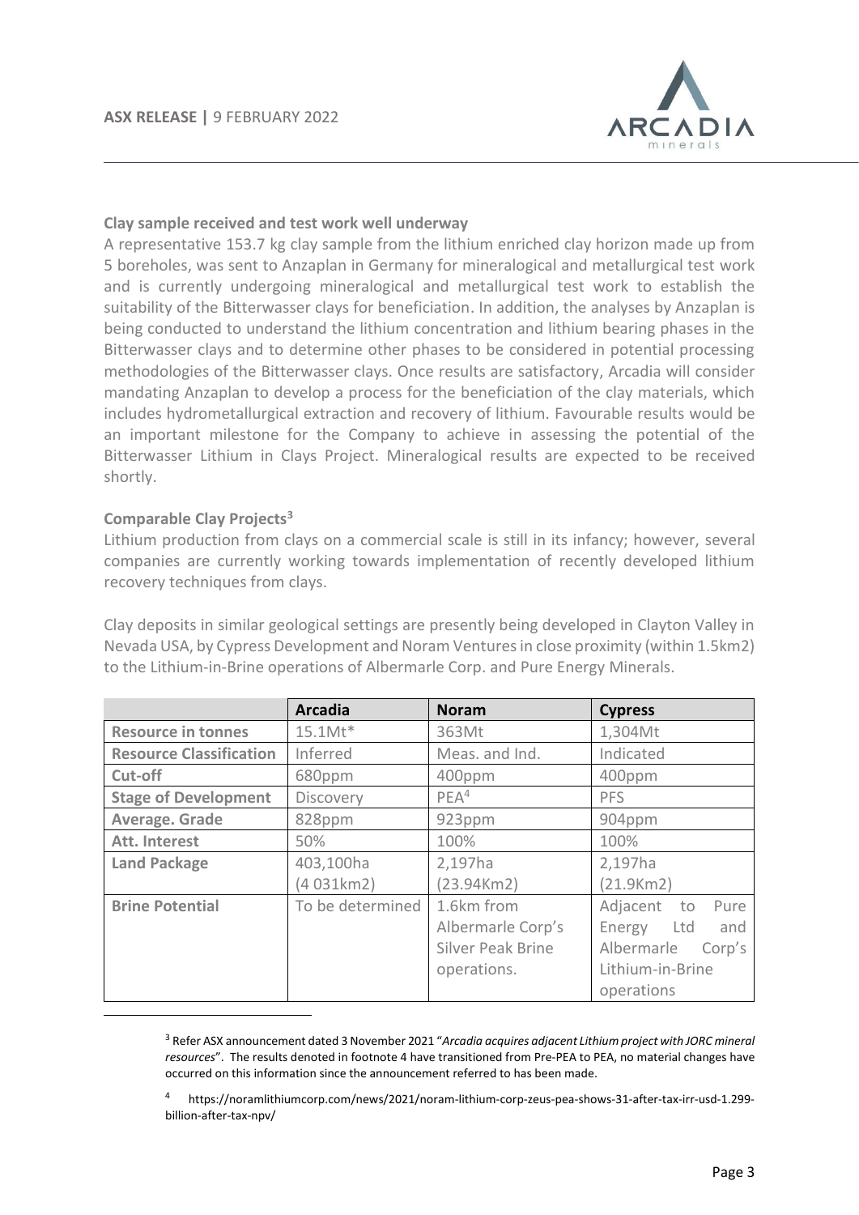### Clay sample received and test work well underway

A representative 153.7 kg clay sample from the lithium enriched clay horizon made up from 5 boreholes, was sent to Anzaplan in Germany for mineralogical and metallurgical test work and is currently undergoing mineralogical and metallurgical test work to establish the suitability of the Bitterwasser clays for beneficiation. In addition, the analyses by Anzaplan is being conducted to understand the lithium concentration and lithium bearing phases in the Bitterwasser clays and to determine other phases to be considered in potential processing methodologies of the Bitterwasser clays. Once results are satisfactory, Arcadia will consider mandating Anzaplan to develop a process for the beneficiation of the clay materials, which includes hydrometallurgical extraction and recovery of lithium. Favourable results would be an important milestone for the Company to achieve in assessing the potential of the Bitterwasser Lithium in Clays Project. Mineralogical results are expected to be received shortly.

### Comparable Clay Projects[3]

Lithium production from clays on a commercial scale is still in its infancy; however, several companies are currently working towards implementation of recently developed lithium recovery techniques from clays.

Clay deposits in similar geological settings are presently being developed in Clayton Valley in Nevada USA, by Cypress Development and Noram Ventures in close proximity (within 1.5km2) to the Lithium-in-Brine operations of Albermarle Corp. and Pure Energy Minerals.

| | **Arcadia** | **Noram** | **Cypress** |
|---|---|---|---|
| **Resource in tonnes** | 15.1Mt* | 363Mt | 1,304Mt |
| **Resource Classification** | Inferred | Meas. and Ind. | Indicated |
| **Cut-off** | 680ppm | 400ppm | 400ppm |
| **Stage of Development** | Discovery | PEA[4] | PFS |
| **Average. Grade** | 828ppm | 923ppm | 904ppm |
| **Att. Interest** | 50% | 100% | 100% |
| **Land Package** | 403,100ha (4 031km2) | 2,197ha (23.94Km2) | 2,197ha (21.9Km2) |
| **Brine Potential** | To be determined | 1.6km from Albermarle Corp's Silver Peak Brine operations. | Adjacent to Pure Energy Ltd and Albermarle Corp's Lithium-in-Brine operations |

---

[3] Refer ASX announcement dated 3 November 2021 "*Arcadia acquires adjacent Lithium project with JORC mineral resources*". The results denoted in footnote 4 have transitioned from Pre-PEA to PEA, no material changes have occurred on this information since the announcement referred to has been made.

[4] https://noramlithiumcorp.com/news/2021/noram-lithium-corp-zeus-pea-shows-31-after-tax-irr-usd-1.299-billion-after-tax-npv/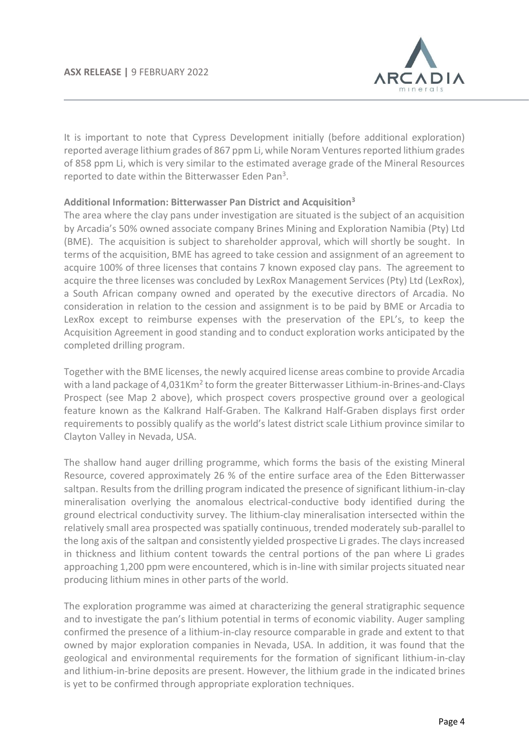It is important to note that Cypress Development initially (before additional exploration) reported average lithium grades of 867 ppm Li, while Noram Ventures reported lithium grades of 858 ppm Li, which is very similar to the estimated average grade of the Mineral Resources reported to date within the Bitterwasser Eden Pan[3].

**Additional Information: Bitterwasser Pan District and Acquisition[3]**

The area where the clay pans under investigation are situated is the subject of an acquisition by Arcadia's 50% owned associate company Brines Mining and Exploration Namibia (Pty) Ltd (BME). The acquisition is subject to shareholder approval, which will shortly be sought. In terms of the acquisition, BME has agreed to take cession and assignment of an agreement to acquire 100% of three licenses that contains 7 known exposed clay pans. The agreement to acquire the three licenses was concluded by LexRox Management Services (Pty) Ltd (LexRox), a South African company owned and operated by the executive directors of Arcadia. No consideration in relation to the cession and assignment is to be paid by BME or Arcadia to LexRox except to reimburse expenses with the preservation of the EPL's, to keep the Acquisition Agreement in good standing and to conduct exploration works anticipated by the completed drilling program.

Together with the BME licenses, the newly acquired license areas combine to provide Arcadia with a land package of 4,031Km$^2$ to form the greater Bitterwasser Lithium-in-Brines-and-Clays Prospect (see Map 2 above), which prospect covers prospective ground over a geological feature known as the Kalkrand Half-Graben. The Kalkrand Half-Graben displays first order requirements to possibly qualify as the world's latest district scale Lithium province similar to Clayton Valley in Nevada, USA.

The shallow hand auger drilling programme, which forms the basis of the existing Mineral Resource, covered approximately 26 % of the entire surface area of the Eden Bitterwasser saltpan. Results from the drilling program indicated the presence of significant lithium-in-clay mineralisation overlying the anomalous electrical-conductive body identified during the ground electrical conductivity survey. The lithium-clay mineralisation intersected within the relatively small area prospected was spatially continuous, trended moderately sub-parallel to the long axis of the saltpan and consistently yielded prospective Li grades. The clays increased in thickness and lithium content towards the central portions of the pan where Li grades approaching 1,200 ppm were encountered, which is in-line with similar projects situated near producing lithium mines in other parts of the world.

The exploration programme was aimed at characterizing the general stratigraphic sequence and to investigate the pan's lithium potential in terms of economic viability. Auger sampling confirmed the presence of a lithium-in-clay resource comparable in grade and extent to that owned by major exploration companies in Nevada, USA. In addition, it was found that the geological and environmental requirements for the formation of significant lithium-in-clay and lithium-in-brine deposits are present. However, the lithium grade in the indicated brines is yet to be confirmed through appropriate exploration techniques.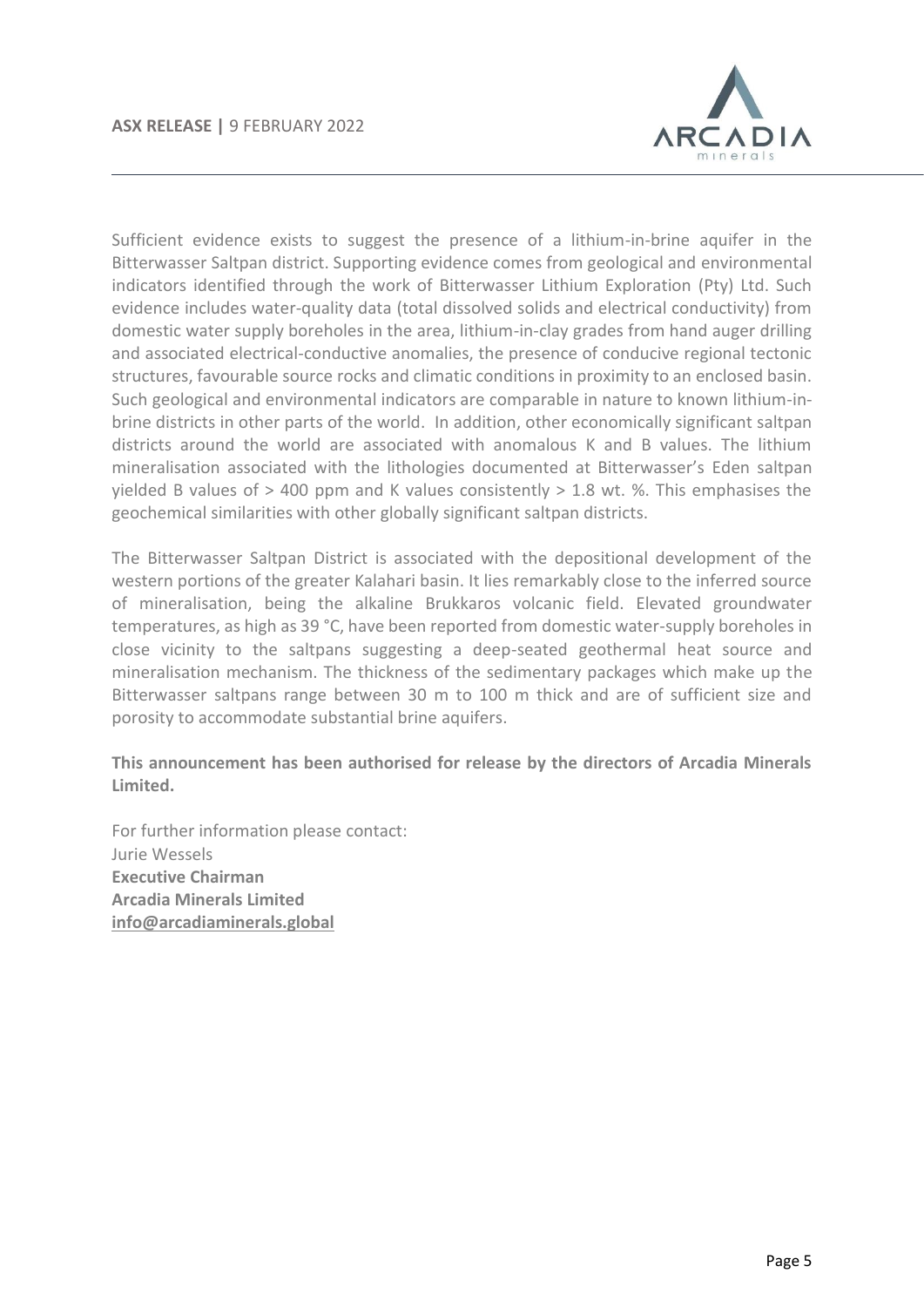Sufficient evidence exists to suggest the presence of a lithium-in-brine aquifer in the Bitterwasser Saltpan district. Supporting evidence comes from geological and environmental indicators identified through the work of Bitterwasser Lithium Exploration (Pty) Ltd. Such evidence includes water-quality data (total dissolved solids and electrical conductivity) from domestic water supply boreholes in the area, lithium-in-clay grades from hand auger drilling and associated electrical-conductive anomalies, the presence of conducive regional tectonic structures, favourable source rocks and climatic conditions in proximity to an enclosed basin. Such geological and environmental indicators are comparable in nature to known lithium-in-brine districts in other parts of the world. In addition, other economically significant saltpan districts around the world are associated with anomalous K and B values. The lithium mineralisation associated with the lithologies documented at Bitterwasser's Eden saltpan yielded B values of > 400 ppm and K values consistently > 1.8 wt. %. This emphasises the geochemical similarities with other globally significant saltpan districts.

The Bitterwasser Saltpan District is associated with the depositional development of the western portions of the greater Kalahari basin. It lies remarkably close to the inferred source of mineralisation, being the alkaline Brukkaros volcanic field. Elevated groundwater temperatures, as high as 39 °C, have been reported from domestic water-supply boreholes in close vicinity to the saltpans suggesting a deep-seated geothermal heat source and mineralisation mechanism. The thickness of the sedimentary packages which make up the Bitterwasser saltpans range between 30 m to 100 m thick and are of sufficient size and porosity to accommodate substantial brine aquifers.

**This announcement has been authorised for release by the directors of Arcadia Minerals Limited.**

For further information please contact:
Jurie Wessels
**Executive Chairman**
**Arcadia Minerals Limited**
**info@arcadiaminerals.global**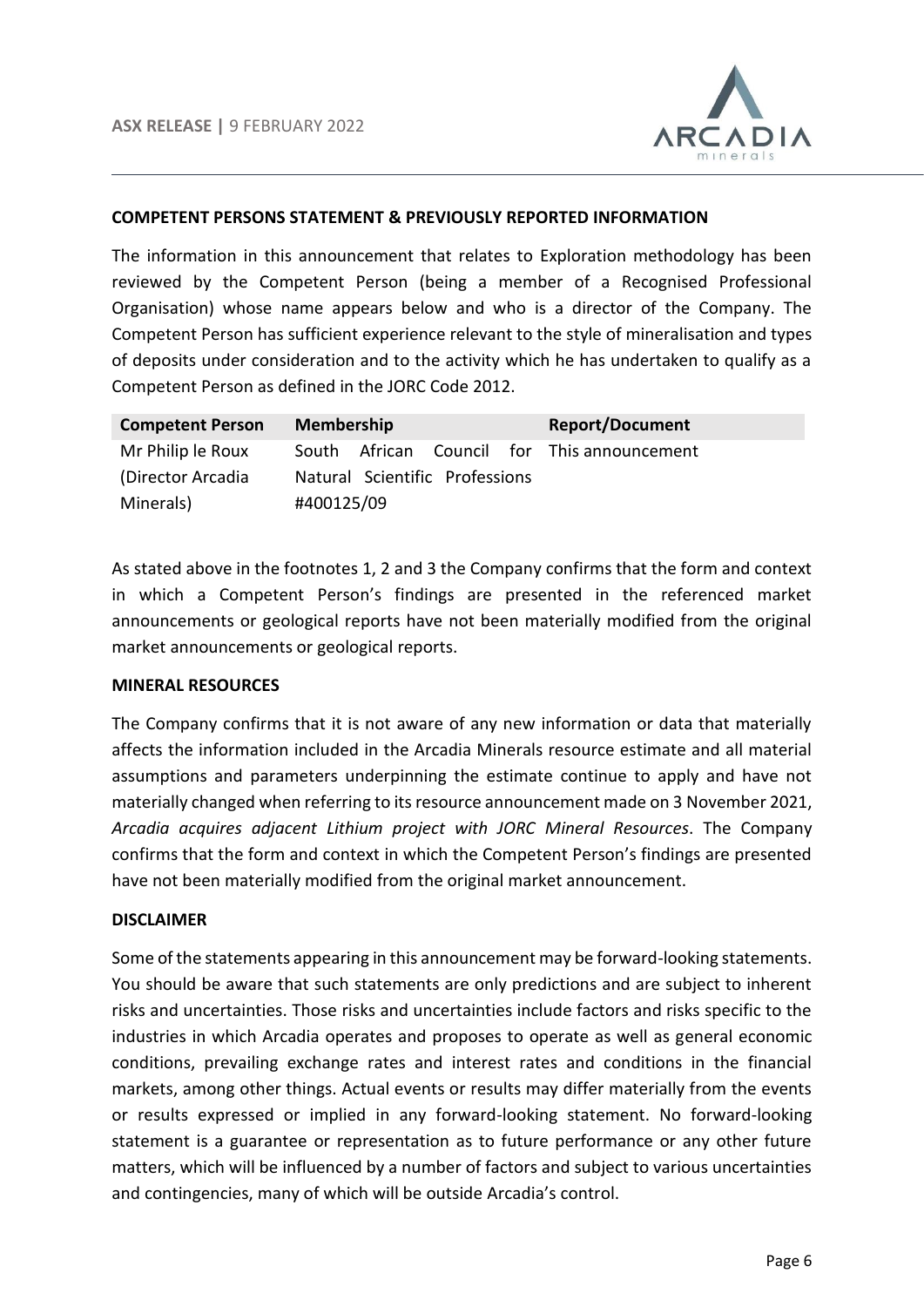**COMPETENT PERSONS STATEMENT & PREVIOUSLY REPORTED INFORMATION**

The information in this announcement that relates to Exploration methodology has been reviewed by the Competent Person (being a member of a Recognised Professional Organisation) whose name appears below and who is a director of the Company. The Competent Person has sufficient experience relevant to the style of mineralisation and types of deposits under consideration and to the activity which he has undertaken to qualify as a Competent Person as defined in the JORC Code 2012.

| Competent Person | Membership | Report/Document |
|---|---|---|
| Mr Philip le Roux (Director Arcadia Minerals) | South African Council for Natural Scientific Professions #400125/09 | This announcement |

As stated above in the footnotes 1, 2 and 3 the Company confirms that the form and context in which a Competent Person's findings are presented in the referenced market announcements or geological reports have not been materially modified from the original market announcements or geological reports.

**MINERAL RESOURCES**

The Company confirms that it is not aware of any new information or data that materially affects the information included in the Arcadia Minerals resource estimate and all material assumptions and parameters underpinning the estimate continue to apply and have not materially changed when referring to its resource announcement made on 3 November 2021, *Arcadia acquires adjacent Lithium project with JORC Mineral Resources*. The Company confirms that the form and context in which the Competent Person's findings are presented have not been materially modified from the original market announcement.

**DISCLAIMER**

Some of the statements appearing in this announcement may be forward-looking statements. You should be aware that such statements are only predictions and are subject to inherent risks and uncertainties. Those risks and uncertainties include factors and risks specific to the industries in which Arcadia operates and proposes to operate as well as general economic conditions, prevailing exchange rates and interest rates and conditions in the financial markets, among other things. Actual events or results may differ materially from the events or results expressed or implied in any forward-looking statement. No forward-looking statement is a guarantee or representation as to future performance or any other future matters, which will be influenced by a number of factors and subject to various uncertainties and contingencies, many of which will be outside Arcadia's control.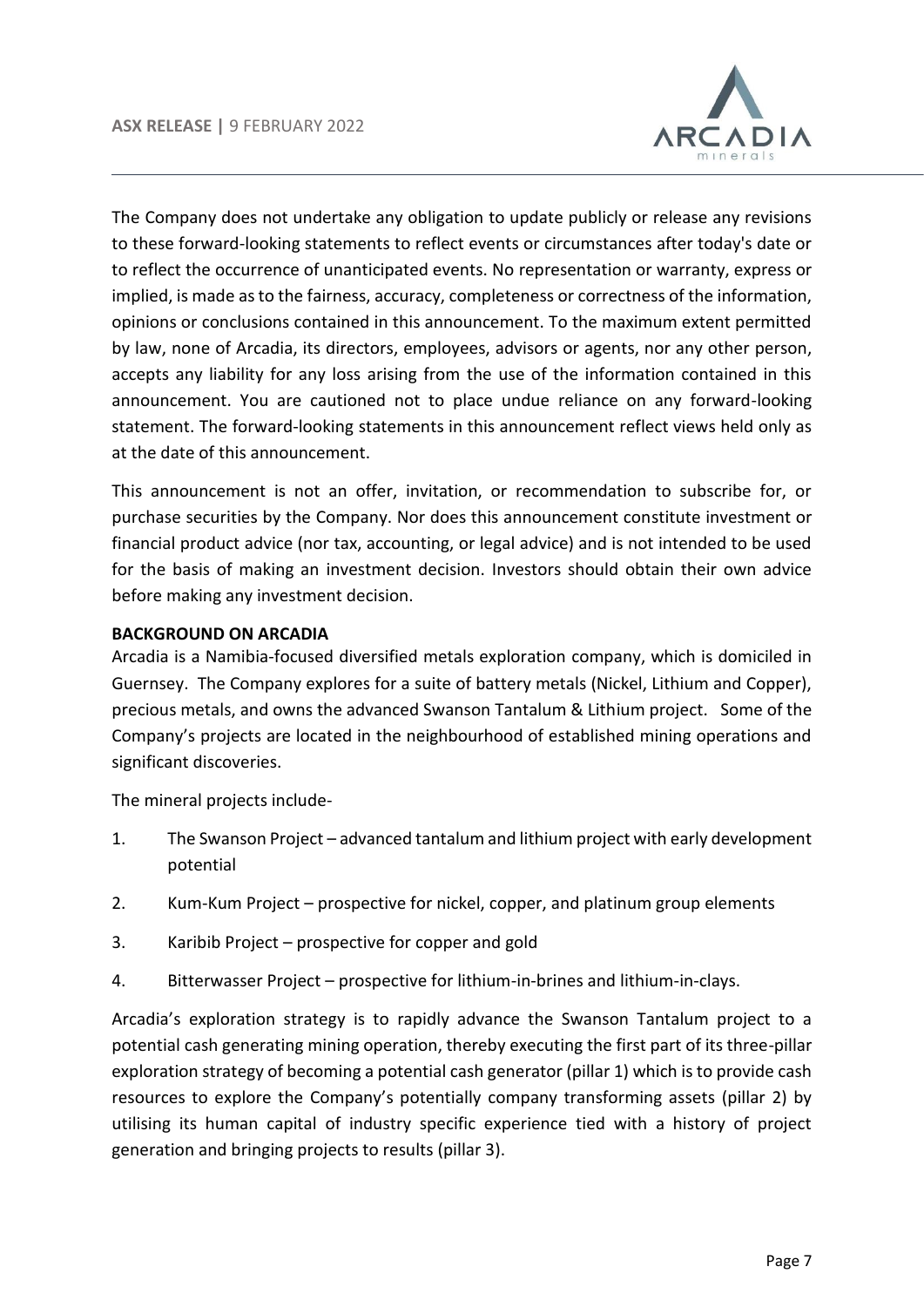The Company does not undertake any obligation to update publicly or release any revisions to these forward-looking statements to reflect events or circumstances after today's date or to reflect the occurrence of unanticipated events. No representation or warranty, express or implied, is made as to the fairness, accuracy, completeness or correctness of the information, opinions or conclusions contained in this announcement. To the maximum extent permitted by law, none of Arcadia, its directors, employees, advisors or agents, nor any other person, accepts any liability for any loss arising from the use of the information contained in this announcement. You are cautioned not to place undue reliance on any forward-looking statement. The forward-looking statements in this announcement reflect views held only as at the date of this announcement.

This announcement is not an offer, invitation, or recommendation to subscribe for, or purchase securities by the Company. Nor does this announcement constitute investment or financial product advice (nor tax, accounting, or legal advice) and is not intended to be used for the basis of making an investment decision. Investors should obtain their own advice before making any investment decision.

**BACKGROUND ON ARCADIA**

Arcadia is a Namibia-focused diversified metals exploration company, which is domiciled in Guernsey. The Company explores for a suite of battery metals (Nickel, Lithium and Copper), precious metals, and owns the advanced Swanson Tantalum & Lithium project. Some of the Company's projects are located in the neighbourhood of established mining operations and significant discoveries.

The mineral projects include-

1. The Swanson Project – advanced tantalum and lithium project with early development potential
2. Kum-Kum Project – prospective for nickel, copper, and platinum group elements
3. Karibib Project – prospective for copper and gold
4. Bitterwasser Project – prospective for lithium-in-brines and lithium-in-clays.

Arcadia's exploration strategy is to rapidly advance the Swanson Tantalum project to a potential cash generating mining operation, thereby executing the first part of its three-pillar exploration strategy of becoming a potential cash generator (pillar 1) which is to provide cash resources to explore the Company's potentially company transforming assets (pillar 2) by utilising its human capital of industry specific experience tied with a history of project generation and bringing projects to results (pillar 3).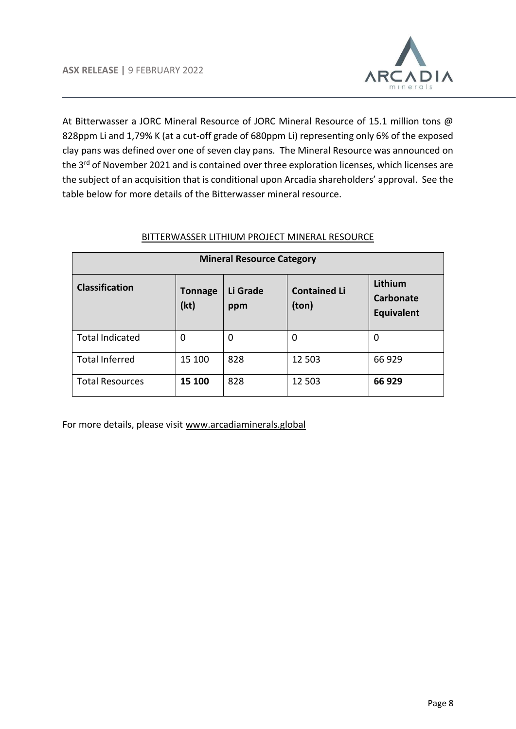At Bitterwasser a JORC Mineral Resource of JORC Mineral Resource of 15.1 million tons @ 828ppm Li and 1,79% K (at a cut-off grade of 680ppm Li) representing only 6% of the exposed clay pans was defined over one of seven clay pans. The Mineral Resource was announced on the 3rd of November 2021 and is contained over three exploration licenses, which licenses are the subject of an acquisition that is conditional upon Arcadia shareholders' approval. See the table below for more details of the Bitterwasser mineral resource.

BITTERWASSER LITHIUM PROJECT MINERAL RESOURCE

| Mineral Resource Category | | | | |
|---|---|---|---|---|
| **Classification** | **Tonnage (kt)** | **Li Grade ppm** | **Contained Li (ton)** | **Lithium Carbonate Equivalent** |
| Total Indicated | 0 | 0 | 0 | 0 |
| Total Inferred | 15 100 | 828 | 12 503 | 66 929 |
| Total Resources | **15 100** | 828 | 12 503 | **66 929** |

For more details, please visit www.arcadiaminerals.global